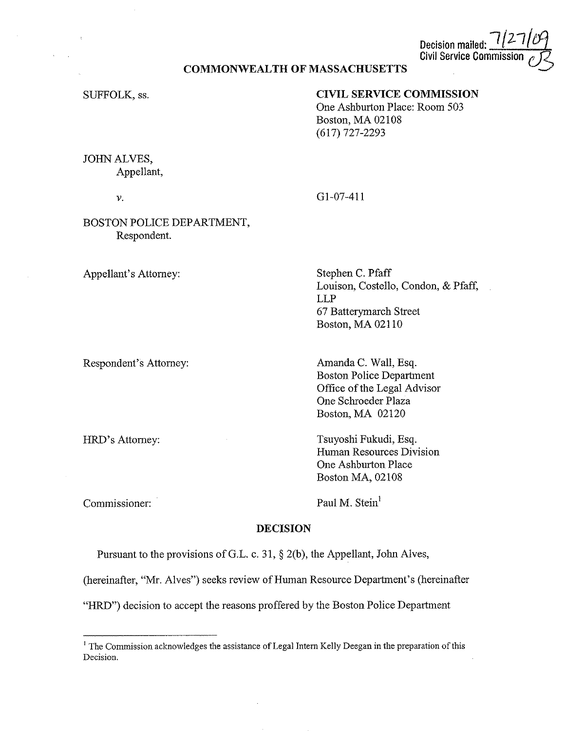Decision mailed: 7/27/09
Civil Service Commission

**COMMONWEALTH OF MASSACHUSETTS**

SUFFOLK, ss.

**CIVIL SERVICE COMMISSION**
One Ashburton Place: Room 503
Boston, MA 02108
(617) 727-2293

JOHN ALVES,
Appellant,

*v.*

G1-07-411

BOSTON POLICE DEPARTMENT,
Respondent.

Appellant's Attorney:

Stephen C. Pfaff
Louison, Costello, Condon, & Pfaff, LLP
67 Batterymarch Street
Boston, MA 02110

Respondent's Attorney:

Amanda C. Wall, Esq.
Boston Police Department
Office of the Legal Advisor
One Schroeder Plaza
Boston, MA 02120

HRD's Attorney:

Tsuyoshi Fukudi, Esq.
Human Resources Division
One Ashburton Place
Boston MA, 02108

Commissioner:

Paul M. Stein[1]

**DECISION**

Pursuant to the provisions of G.L. c. 31, § 2(b), the Appellant, John Alves, (hereinafter, "Mr. Alves") seeks review of Human Resource Department's (hereinafter "HRD") decision to accept the reasons proffered by the Boston Police Department

[1] The Commission acknowledges the assistance of Legal Intern Kelly Deegan in the preparation of this Decision.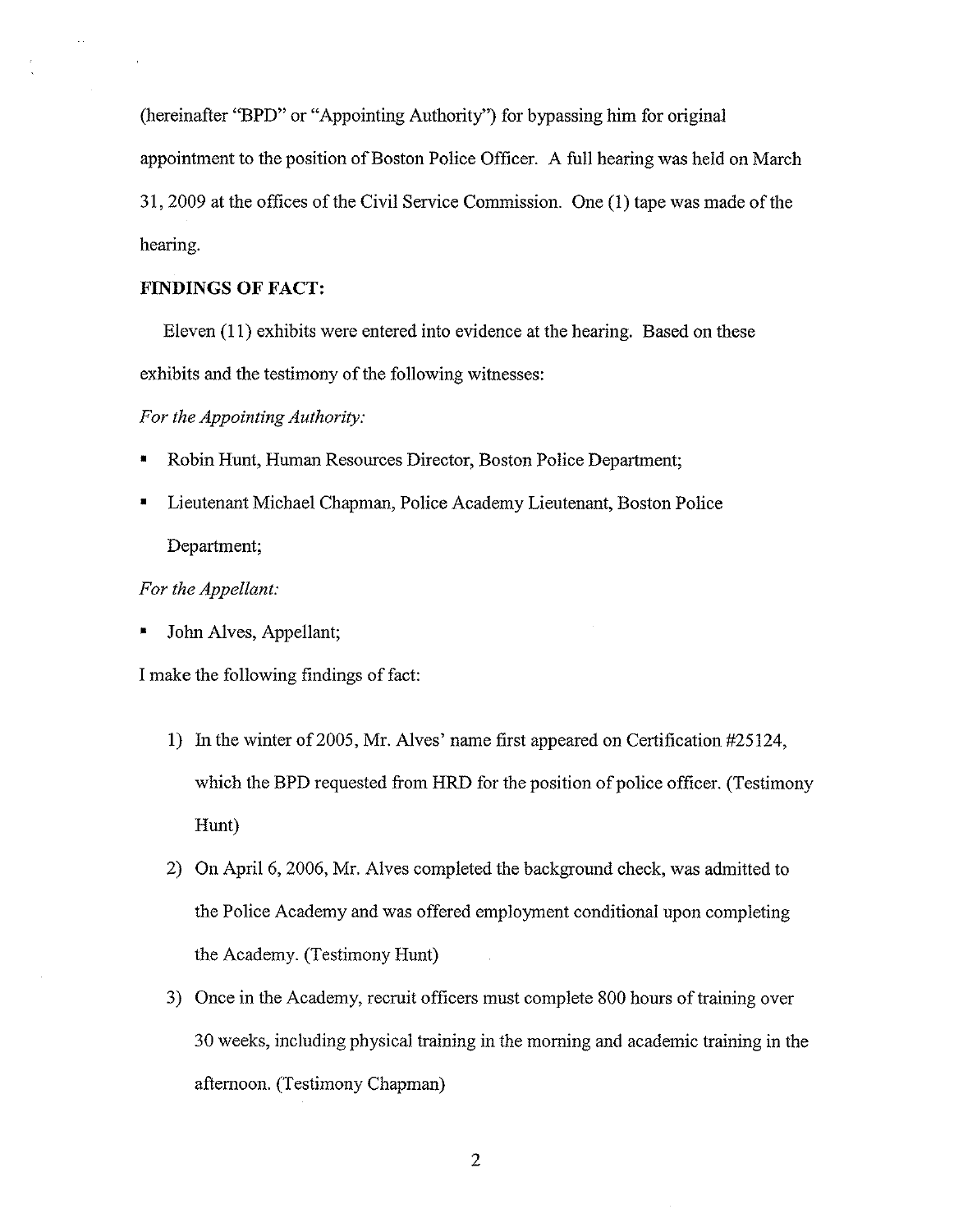(hereinafter "BPD" or "Appointing Authority") for bypassing him for original appointment to the position of Boston Police Officer. A full hearing was held on March 31, 2009 at the offices of the Civil Service Commission. One (1) tape was made of the hearing.

**FINDINGS OF FACT:**

Eleven (11) exhibits were entered into evidence at the hearing. Based on these exhibits and the testimony of the following witnesses:

*For the Appointing Authority:*

- Robin Hunt, Human Resources Director, Boston Police Department;
- Lieutenant Michael Chapman, Police Academy Lieutenant, Boston Police Department;

*For the Appellant:*

- John Alves, Appellant;

I make the following findings of fact:

1) In the winter of 2005, Mr. Alves' name first appeared on Certification #25124, which the BPD requested from HRD for the position of police officer. (Testimony Hunt)
2) On April 6, 2006, Mr. Alves completed the background check, was admitted to the Police Academy and was offered employment conditional upon completing the Academy. (Testimony Hunt)
3) Once in the Academy, recruit officers must complete 800 hours of training over 30 weeks, including physical training in the morning and academic training in the afternoon. (Testimony Chapman)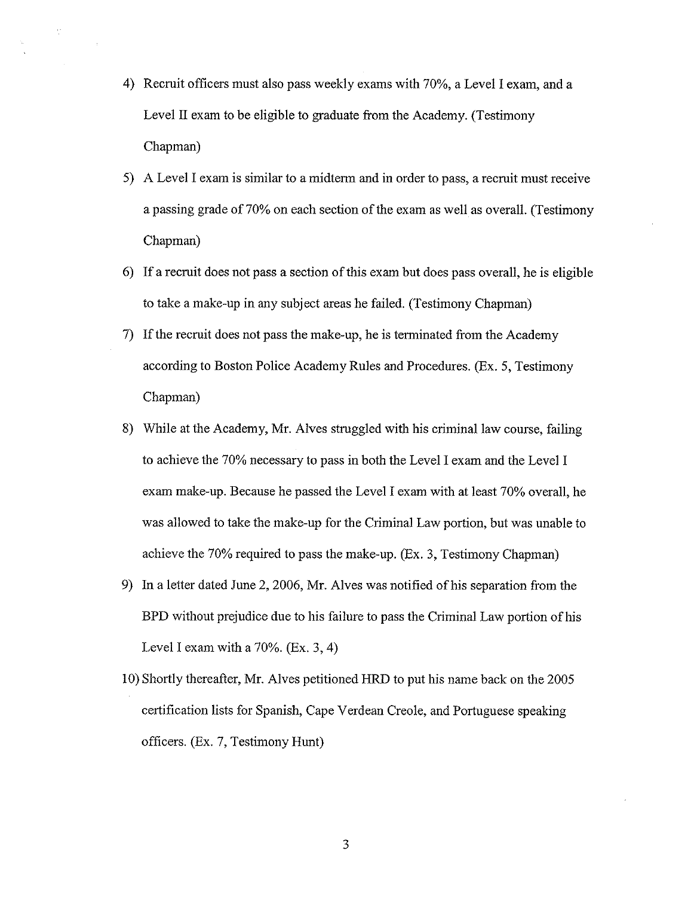4) Recruit officers must also pass weekly exams with 70%, a Level I exam, and a Level II exam to be eligible to graduate from the Academy. (Testimony Chapman)

5) A Level I exam is similar to a midterm and in order to pass, a recruit must receive a passing grade of 70% on each section of the exam as well as overall. (Testimony Chapman)

6) If a recruit does not pass a section of this exam but does pass overall, he is eligible to take a make-up in any subject areas he failed. (Testimony Chapman)

7) If the recruit does not pass the make-up, he is terminated from the Academy according to Boston Police Academy Rules and Procedures. (Ex. 5, Testimony Chapman)

8) While at the Academy, Mr. Alves struggled with his criminal law course, failing to achieve the 70% necessary to pass in both the Level I exam and the Level I exam make-up. Because he passed the Level I exam with at least 70% overall, he was allowed to take the make-up for the Criminal Law portion, but was unable to achieve the 70% required to pass the make-up. (Ex. 3, Testimony Chapman)

9) In a letter dated June 2, 2006, Mr. Alves was notified of his separation from the BPD without prejudice due to his failure to pass the Criminal Law portion of his Level I exam with a 70%. (Ex. 3, 4)

10) Shortly thereafter, Mr. Alves petitioned HRD to put his name back on the 2005 certification lists for Spanish, Cape Verdean Creole, and Portuguese speaking officers. (Ex. 7, Testimony Hunt)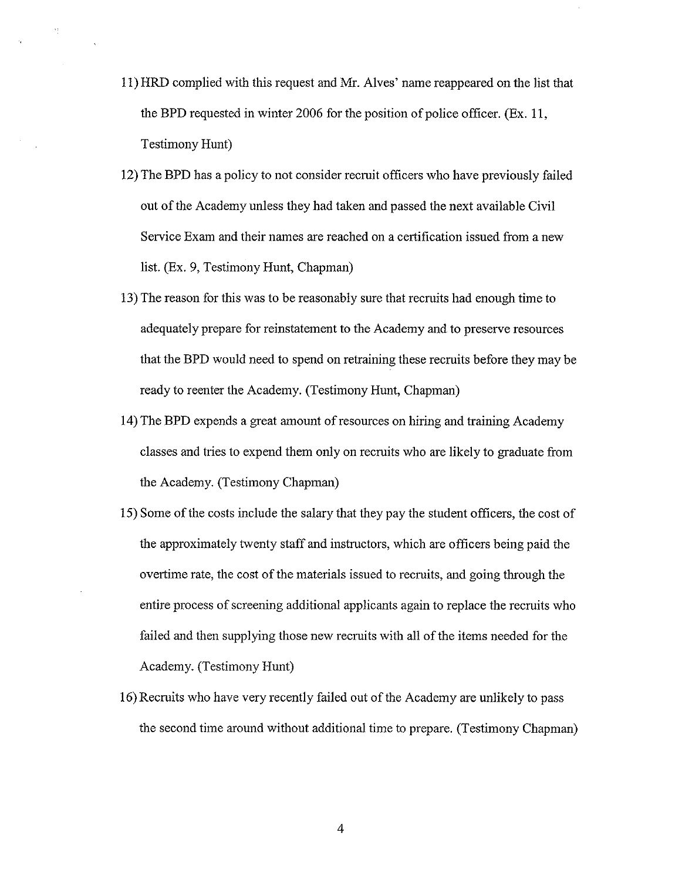11) HRD complied with this request and Mr. Alves' name reappeared on the list that the BPD requested in winter 2006 for the position of police officer. (Ex. 11, Testimony Hunt)

12) The BPD has a policy to not consider recruit officers who have previously failed out of the Academy unless they had taken and passed the next available Civil Service Exam and their names are reached on a certification issued from a new list. (Ex. 9, Testimony Hunt, Chapman)

13) The reason for this was to be reasonably sure that recruits had enough time to adequately prepare for reinstatement to the Academy and to preserve resources that the BPD would need to spend on retraining these recruits before they may be ready to reenter the Academy. (Testimony Hunt, Chapman)

14) The BPD expends a great amount of resources on hiring and training Academy classes and tries to expend them only on recruits who are likely to graduate from the Academy. (Testimony Chapman)

15) Some of the costs include the salary that they pay the student officers, the cost of the approximately twenty staff and instructors, which are officers being paid the overtime rate, the cost of the materials issued to recruits, and going through the entire process of screening additional applicants again to replace the recruits who failed and then supplying those new recruits with all of the items needed for the Academy. (Testimony Hunt)

16) Recruits who have very recently failed out of the Academy are unlikely to pass the second time around without additional time to prepare. (Testimony Chapman)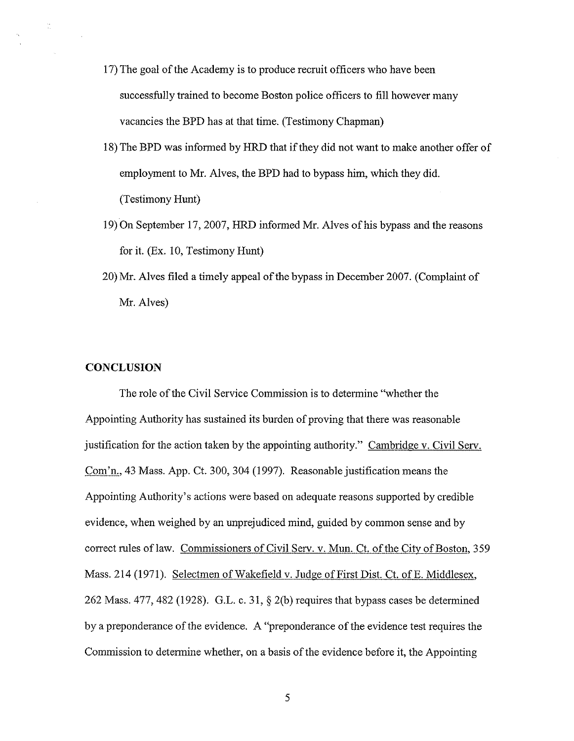17) The goal of the Academy is to produce recruit officers who have been successfully trained to become Boston police officers to fill however many vacancies the BPD has at that time. (Testimony Chapman)

18) The BPD was informed by HRD that if they did not want to make another offer of employment to Mr. Alves, the BPD had to bypass him, which they did. (Testimony Hunt)

19) On September 17, 2007, HRD informed Mr. Alves of his bypass and the reasons for it. (Ex. 10, Testimony Hunt)

20) Mr. Alves filed a timely appeal of the bypass in December 2007. (Complaint of Mr. Alves)

## CONCLUSION

The role of the Civil Service Commission is to determine "whether the Appointing Authority has sustained its burden of proving that there was reasonable justification for the action taken by the appointing authority." Cambridge v. Civil Serv. Com'n., 43 Mass. App. Ct. 300, 304 (1997). Reasonable justification means the Appointing Authority's actions were based on adequate reasons supported by credible evidence, when weighed by an unprejudiced mind, guided by common sense and by correct rules of law. Commissioners of Civil Serv. v. Mun. Ct. of the City of Boston, 359 Mass. 214 (1971). Selectmen of Wakefield v. Judge of First Dist. Ct. of E. Middlesex, 262 Mass. 477, 482 (1928). G.L. c. 31, § 2(b) requires that bypass cases be determined by a preponderance of the evidence. A "preponderance of the evidence test requires the Commission to determine whether, on a basis of the evidence before it, the Appointing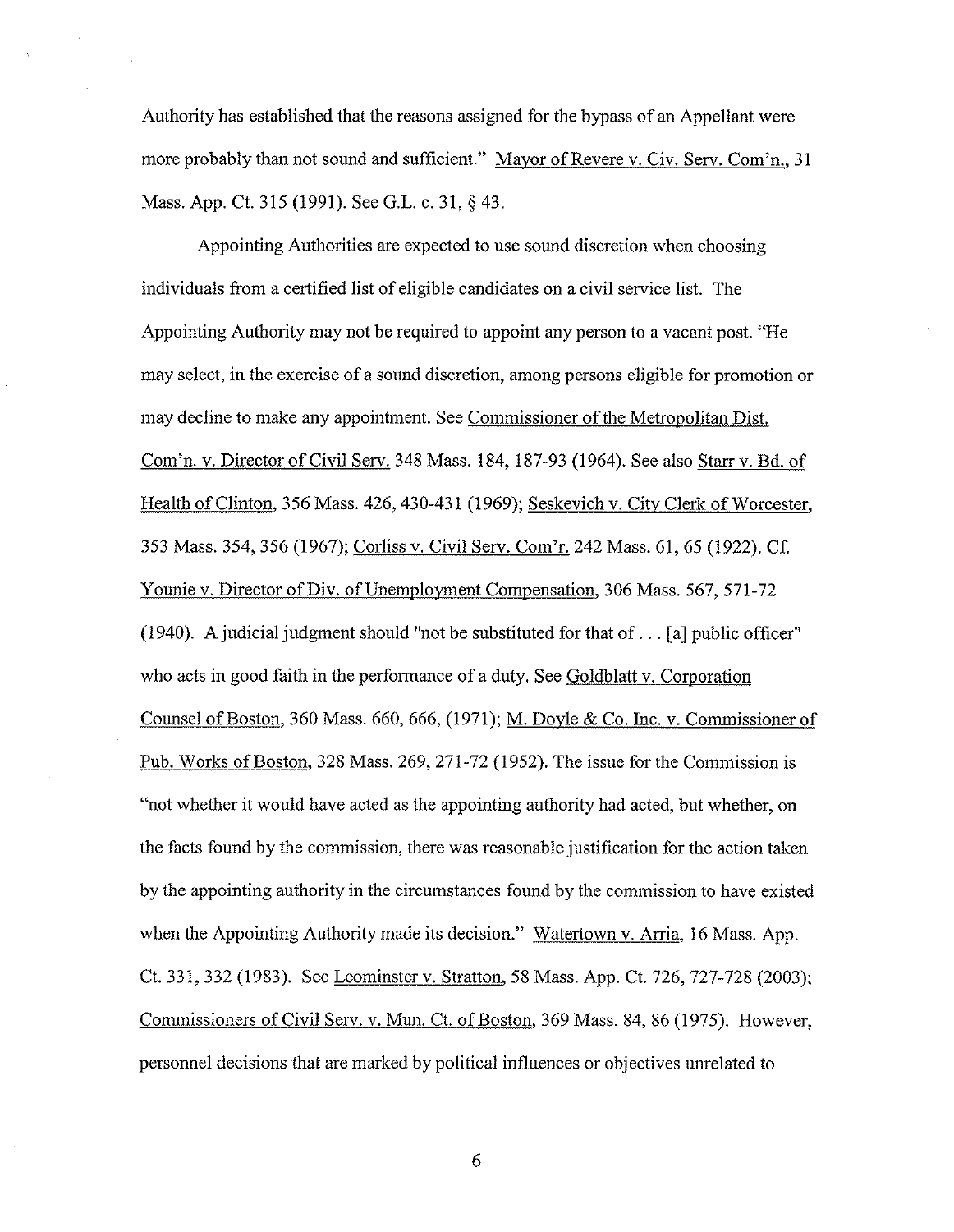Authority has established that the reasons assigned for the bypass of an Appellant were more probably than not sound and sufficient." Mayor of Revere v. Civ. Serv. Com'n., 31 Mass. App. Ct. 315 (1991). See G.L. c. 31, § 43.

Appointing Authorities are expected to use sound discretion when choosing individuals from a certified list of eligible candidates on a civil service list. The Appointing Authority may not be required to appoint any person to a vacant post. "He may select, in the exercise of a sound discretion, among persons eligible for promotion or may decline to make any appointment. See Commissioner of the Metropolitan Dist. Com'n. v. Director of Civil Serv. 348 Mass. 184, 187-93 (1964). See also Starr v. Bd. of Health of Clinton, 356 Mass. 426, 430-431 (1969); Seskevich v. City Clerk of Worcester, 353 Mass. 354, 356 (1967); Corliss v. Civil Serv. Com'r. 242 Mass. 61, 65 (1922). Cf. Younie v. Director of Div. of Unemployment Compensation, 306 Mass. 567, 571-72 (1940). A judicial judgment should "not be substituted for that of . . . [a] public officer" who acts in good faith in the performance of a duty. See Goldblatt v. Corporation Counsel of Boston, 360 Mass. 660, 666, (1971); M. Doyle & Co. Inc. v. Commissioner of Pub. Works of Boston, 328 Mass. 269, 271-72 (1952). The issue for the Commission is "not whether it would have acted as the appointing authority had acted, but whether, on the facts found by the commission, there was reasonable justification for the action taken by the appointing authority in the circumstances found by the commission to have existed when the Appointing Authority made its decision." Watertown v. Arria, 16 Mass. App. Ct. 331, 332 (1983). See Leominster v. Stratton, 58 Mass. App. Ct. 726, 727-728 (2003); Commissioners of Civil Serv. v. Mun. Ct. of Boston, 369 Mass. 84, 86 (1975). However, personnel decisions that are marked by political influences or objectives unrelated to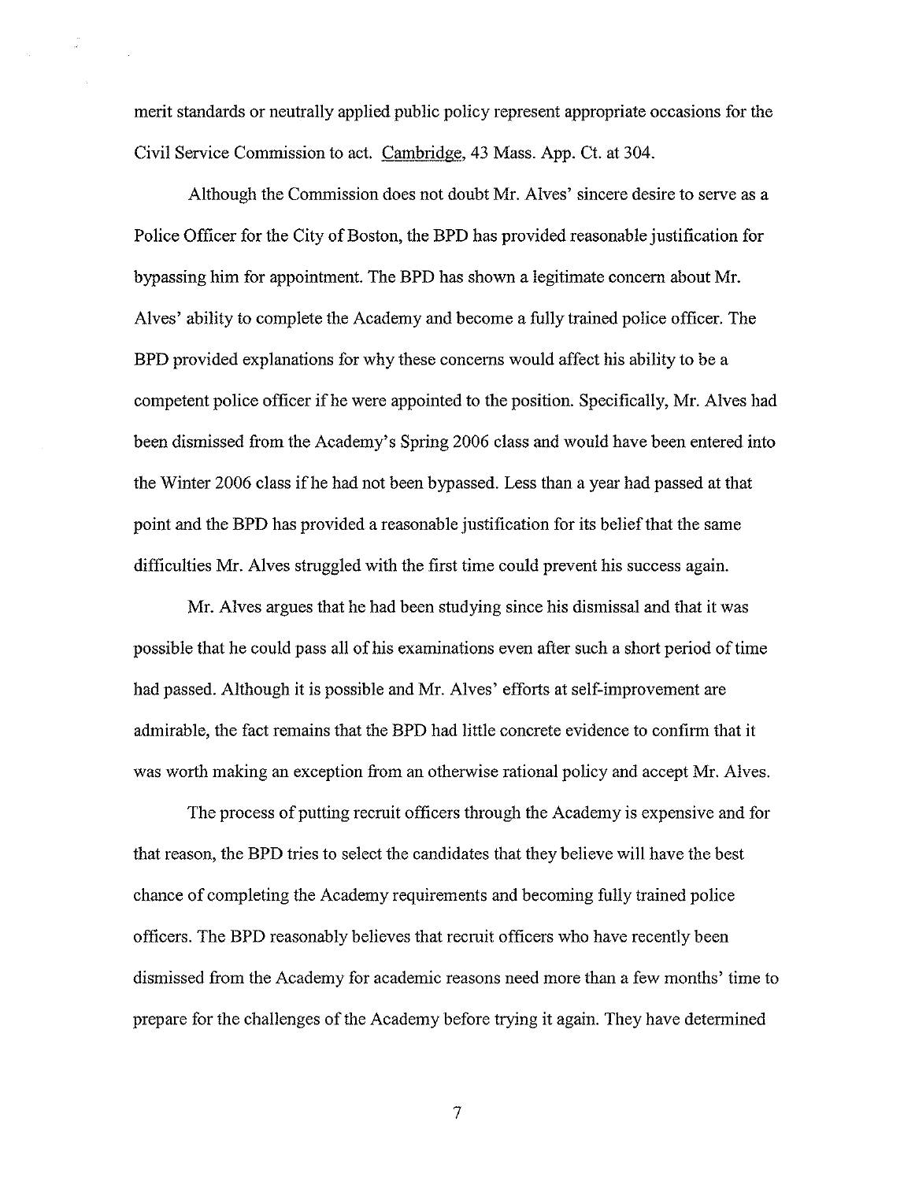merit standards or neutrally applied public policy represent appropriate occasions for the Civil Service Commission to act. Cambridge, 43 Mass. App. Ct. at 304.

Although the Commission does not doubt Mr. Alves' sincere desire to serve as a Police Officer for the City of Boston, the BPD has provided reasonable justification for bypassing him for appointment. The BPD has shown a legitimate concern about Mr. Alves' ability to complete the Academy and become a fully trained police officer. The BPD provided explanations for why these concerns would affect his ability to be a competent police officer if he were appointed to the position. Specifically, Mr. Alves had been dismissed from the Academy's Spring 2006 class and would have been entered into the Winter 2006 class if he had not been bypassed. Less than a year had passed at that point and the BPD has provided a reasonable justification for its belief that the same difficulties Mr. Alves struggled with the first time could prevent his success again.

Mr. Alves argues that he had been studying since his dismissal and that it was possible that he could pass all of his examinations even after such a short period of time had passed. Although it is possible and Mr. Alves' efforts at self-improvement are admirable, the fact remains that the BPD had little concrete evidence to confirm that it was worth making an exception from an otherwise rational policy and accept Mr. Alves.

The process of putting recruit officers through the Academy is expensive and for that reason, the BPD tries to select the candidates that they believe will have the best chance of completing the Academy requirements and becoming fully trained police officers. The BPD reasonably believes that recruit officers who have recently been dismissed from the Academy for academic reasons need more than a few months' time to prepare for the challenges of the Academy before trying it again. They have determined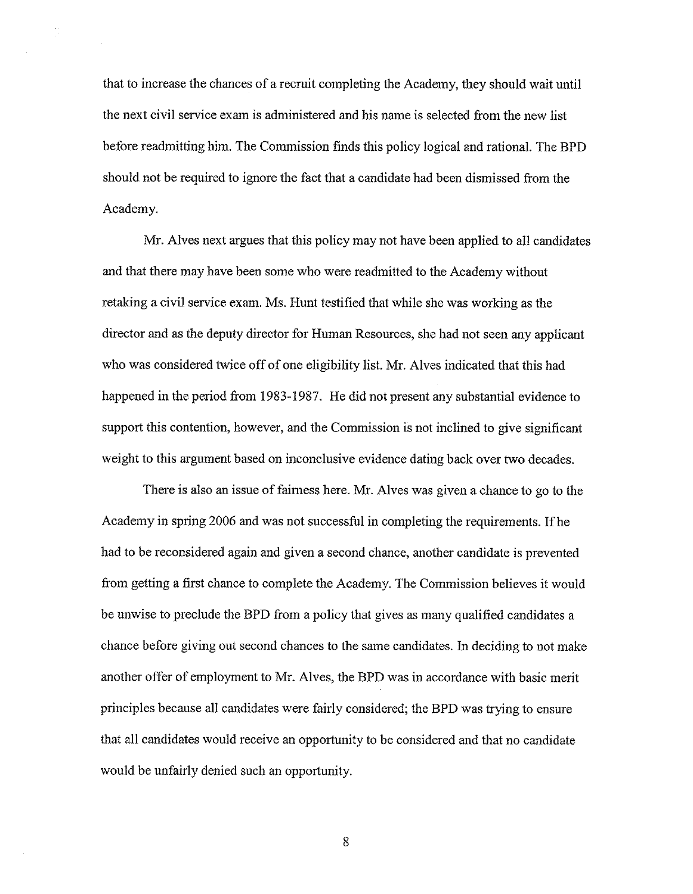that to increase the chances of a recruit completing the Academy, they should wait until the next civil service exam is administered and his name is selected from the new list before readmitting him. The Commission finds this policy logical and rational. The BPD should not be required to ignore the fact that a candidate had been dismissed from the Academy.

Mr. Alves next argues that this policy may not have been applied to all candidates and that there may have been some who were readmitted to the Academy without retaking a civil service exam. Ms. Hunt testified that while she was working as the director and as the deputy director for Human Resources, she had not seen any applicant who was considered twice off of one eligibility list. Mr. Alves indicated that this had happened in the period from 1983-1987. He did not present any substantial evidence to support this contention, however, and the Commission is not inclined to give significant weight to this argument based on inconclusive evidence dating back over two decades.

There is also an issue of fairness here. Mr. Alves was given a chance to go to the Academy in spring 2006 and was not successful in completing the requirements. If he had to be reconsidered again and given a second chance, another candidate is prevented from getting a first chance to complete the Academy. The Commission believes it would be unwise to preclude the BPD from a policy that gives as many qualified candidates a chance before giving out second chances to the same candidates. In deciding to not make another offer of employment to Mr. Alves, the BPD was in accordance with basic merit principles because all candidates were fairly considered; the BPD was trying to ensure that all candidates would receive an opportunity to be considered and that no candidate would be unfairly denied such an opportunity.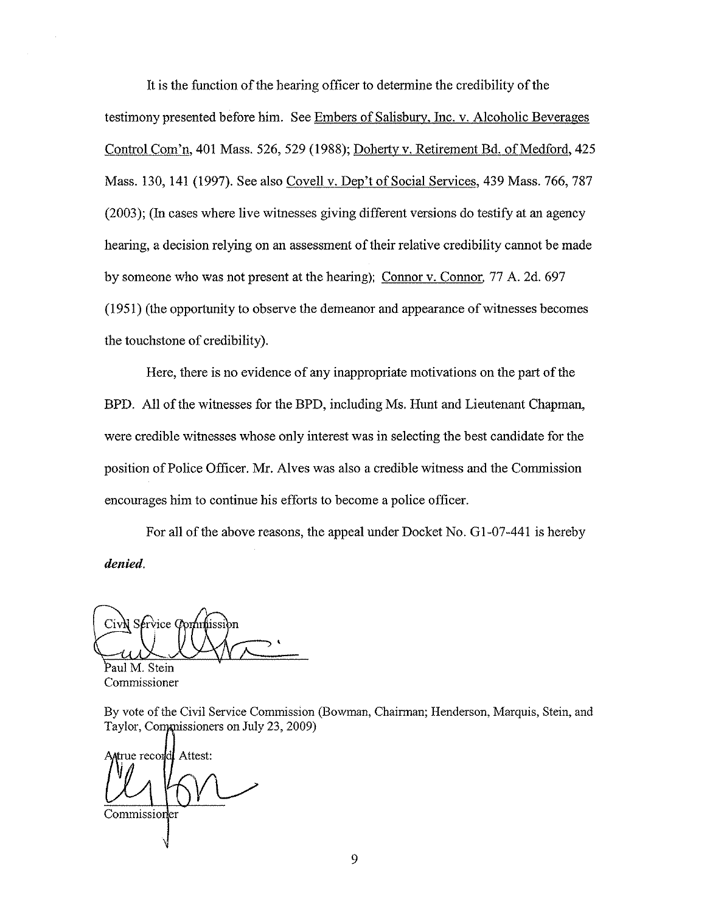It is the function of the hearing officer to determine the credibility of the testimony presented before him. See Embers of Salisbury, Inc. v. Alcoholic Beverages Control Com'n, 401 Mass. 526, 529 (1988); Doherty v. Retirement Bd. of Medford, 425 Mass. 130, 141 (1997). See also Covell v. Dep't of Social Services, 439 Mass. 766, 787 (2003); (In cases where live witnesses giving different versions do testify at an agency hearing, a decision relying on an assessment of their relative credibility cannot be made by someone who was not present at the hearing); Connor v. Connor, 77 A. 2d. 697 (1951) (the opportunity to observe the demeanor and appearance of witnesses becomes the touchstone of credibility).

Here, there is no evidence of any inappropriate motivations on the part of the BPD. All of the witnesses for the BPD, including Ms. Hunt and Lieutenant Chapman, were credible witnesses whose only interest was in selecting the best candidate for the position of Police Officer. Mr. Alves was also a credible witness and the Commission encourages him to continue his efforts to become a police officer.

For all of the above reasons, the appeal under Docket No. G1-07-441 is hereby ***denied***.

Civil Service Commission

Paul M. Stein
Commissioner

By vote of the Civil Service Commission (Bowman, Chairman; Henderson, Marquis, Stein, and Taylor, Commissioners on July 23, 2009)

A true record. Attest:

Commissioner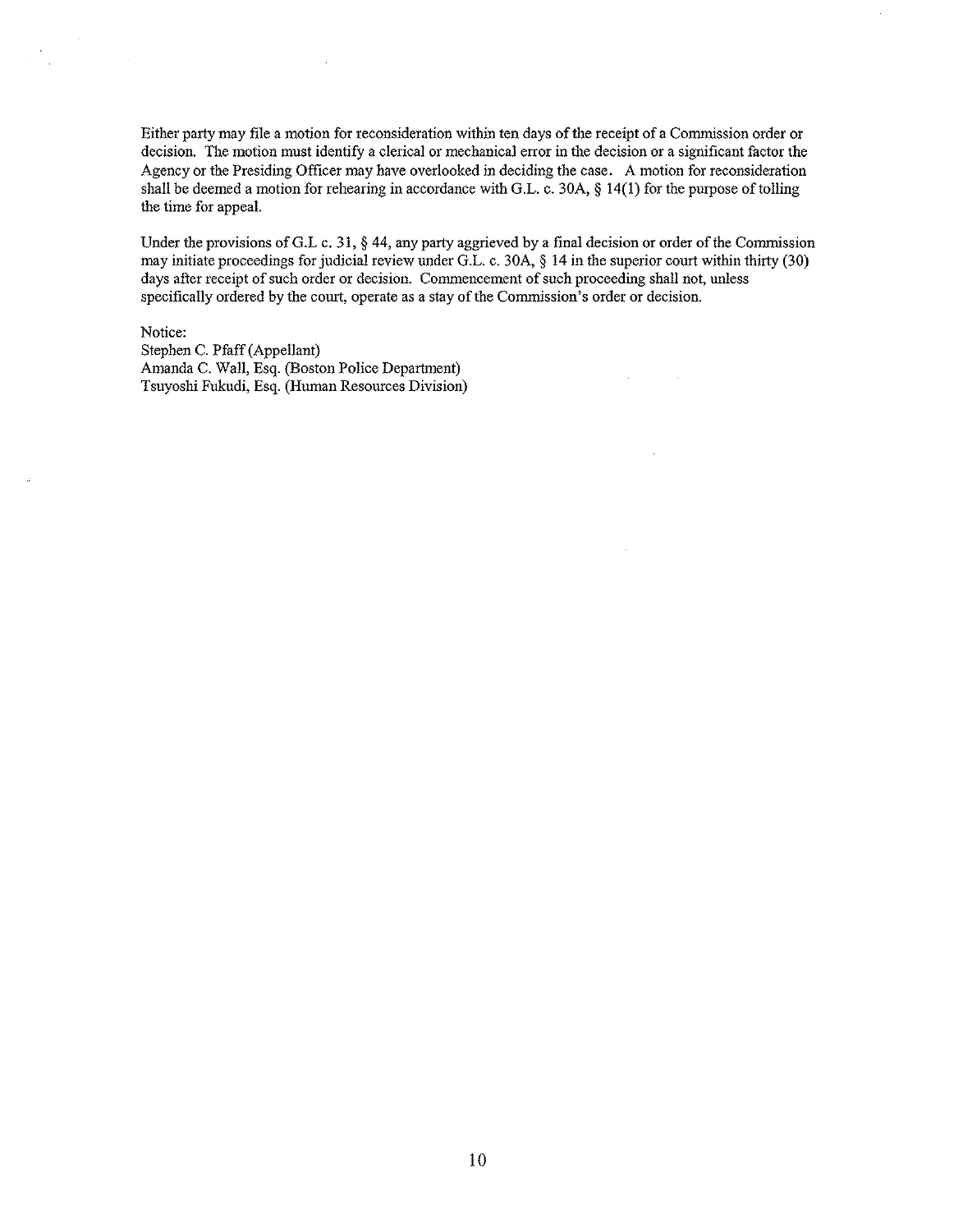Either party may file a motion for reconsideration within ten days of the receipt of a Commission order or decision. The motion must identify a clerical or mechanical error in the decision or a significant factor the Agency or the Presiding Officer may have overlooked in deciding the case. A motion for reconsideration shall be deemed a motion for rehearing in accordance with G.L. c. 30A, § 14(1) for the purpose of tolling the time for appeal.

Under the provisions of G.L c. 31, § 44, any party aggrieved by a final decision or order of the Commission may initiate proceedings for judicial review under G.L. c. 30A, § 14 in the superior court within thirty (30) days after receipt of such order or decision. Commencement of such proceeding shall not, unless specifically ordered by the court, operate as a stay of the Commission's order or decision.

Notice:
Stephen C. Pfaff (Appellant)
Amanda C. Wall, Esq. (Boston Police Department)
Tsuyoshi Fukudi, Esq. (Human Resources Division)